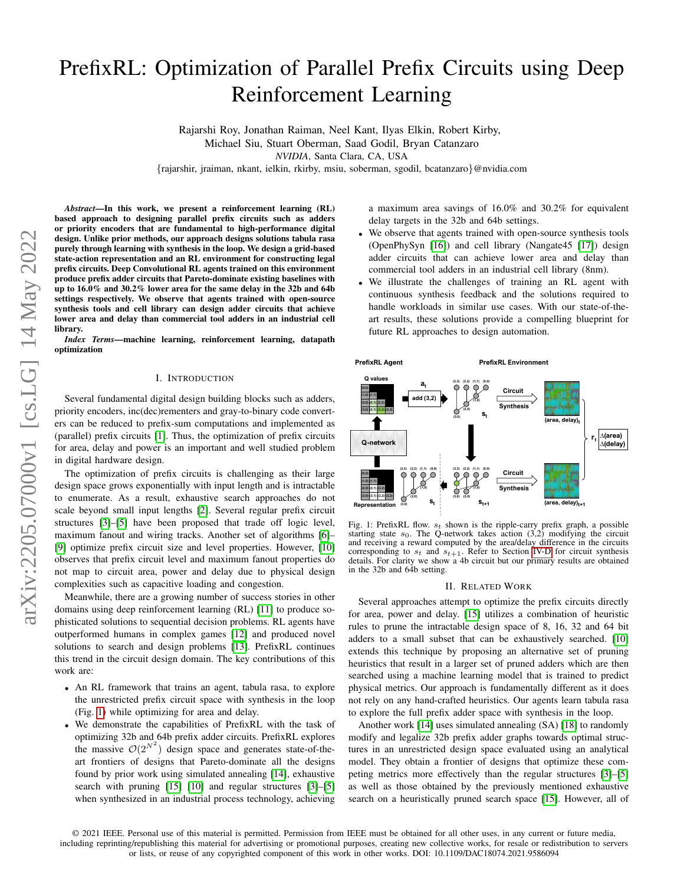# PrefixRL: Optimization of Parallel Prefix Circuits using Deep Reinforcement Learning

Rajarshi Roy, Jonathan Raiman, Neel Kant, Ilyas Elkin, Robert Kirby, Michael Siu, Stuart Oberman, Saad Godil, Bryan Catanzaro

*NVIDIA*, Santa Clara, CA, USA

{rajarshir, jraiman, nkant, ielkin, rkirby, msiu, soberman, sgodil, bcatanzaro}@nvidia.com

***Abstract*—In this work, we present a reinforcement learning (RL) based approach to designing parallel prefix circuits such as adders or priority encoders that are fundamental to high-performance digital design. Unlike prior methods, our approach designs solutions tabula rasa purely through learning with synthesis in the loop. We design a grid-based state-action representation and an RL environment for constructing legal prefix circuits. Deep Convolutional RL agents trained on this environment produce prefix adder circuits that Pareto-dominate existing baselines with up to 16.0% and 30.2% lower area for the same delay in the 32b and 64b settings respectively. We observe that agents trained with open-source synthesis tools and cell library can design adder circuits that achieve lower area and delay than commercial tool adders in an industrial cell library.**

***Index Terms*—machine learning, reinforcement learning, datapath optimization**

## I. Introduction

Several fundamental digital design building blocks such as adders, priority encoders, inc(dec)rementers and gray-to-binary code converters can be reduced to prefix-sum computations and implemented as (parallel) prefix circuits [1]. Thus, the optimization of prefix circuits for area, delay and power is an important and well studied problem in digital hardware design.

The optimization of prefix circuits is challenging as their large design space grows exponentially with input length and is intractable to enumerate. As a result, exhaustive search approaches do not scale beyond small input lengths [2]. Several regular prefix circuit structures [3]–[5] have been proposed that trade off logic level, maximum fanout and wiring tracks. Another set of algorithms [6]–[9] optimize prefix circuit size and level properties. However, [10] observes that prefix circuit level and maximum fanout properties do not map to circuit area, power and delay due to physical design complexities such as capacitive loading and congestion.

Meanwhile, there are a growing number of success stories in other domains using deep reinforcement learning (RL) [11] to produce sophisticated solutions to sequential decision problems. RL agents have outperformed humans in complex games [12] and produced novel solutions to search and design problems [13]. PrefixRL continues this trend in the circuit design domain. The key contributions of this work are:

- An RL framework that trains an agent, tabula rasa, to explore the unrestricted prefix circuit space with synthesis in the loop (Fig. 1) while optimizing for area and delay.
- We demonstrate the capabilities of PrefixRL with the task of optimizing 32b and 64b prefix adder circuits. PrefixRL explores the massive $\mathcal{O}(2^{N^2})$ design space and generates state-of-the-art frontiers of designs that Pareto-dominate all the designs found by prior work using simulated annealing [14], exhaustive search with pruning [15] [10] and regular structures [3]–[5] when synthesized in an industrial process technology, achieving a maximum area savings of 16.0% and 30.2% for equivalent delay targets in the 32b and 64b settings.
- We observe that agents trained with open-source synthesis tools (OpenPhySyn [16]) and cell library (Nangate45 [17]) design adder circuits that can achieve lower area and delay than commercial tool adders in an industrial cell library (8nm).
- We illustrate the challenges of training an RL agent with continuous synthesis feedback and the solutions required to handle workloads in similar use cases. With our state-of-the-art results, these solutions provide a compelling blueprint for future RL approaches to design automation.

Fig. 1: PrefixRL flow. $s_t$ shown is the ripple-carry prefix graph, a possible starting state $s_0$. The Q-network takes action (3,2) modifying the circuit and receiving a reward computed by the area/delay difference in the circuits corresponding to $s_t$ and $s_{t+1}$. Refer to Section IV-D for circuit synthesis details. For clarity we show a 4b circuit but our primary results are obtained in the 32b and 64b setting.

## II. Related Work

Several approaches attempt to optimize the prefix circuits directly for area, power and delay. [15] utilizes a combination of heuristic rules to prune the intractable design space of 8, 16, 32 and 64 bit adders to a small subset that can be exhaustively searched. [10] extends this technique by proposing an alternative set of pruning heuristics that result in a larger set of pruned adders which are then searched using a machine learning model that is trained to predict physical metrics. Our approach is fundamentally different as it does not rely on any hand-crafted heuristics. Our agents learn tabula rasa to explore the full prefix adder space with synthesis in the loop.

Another work [14] uses simulated annealing (SA) [18] to randomly modify and legalize 32b prefix adder graphs towards optimal structures in an unrestricted design space evaluated using an analytical model. They obtain a frontier of designs that optimize these competing metrics more effectively than the regular structures [3]–[5] as well as those obtained by the previously mentioned exhaustive search on a heuristically pruned search space [15]. However, all of

© 2021 IEEE. Personal use of this material is permitted. Permission from IEEE must be obtained for all other uses, in any current or future media, including reprinting/republishing this material for advertising or promotional purposes, creating new collective works, for resale or redistribution to servers or lists, or reuse of any copyrighted component of this work in other works. DOI: 10.1109/DAC18074.2021.9586094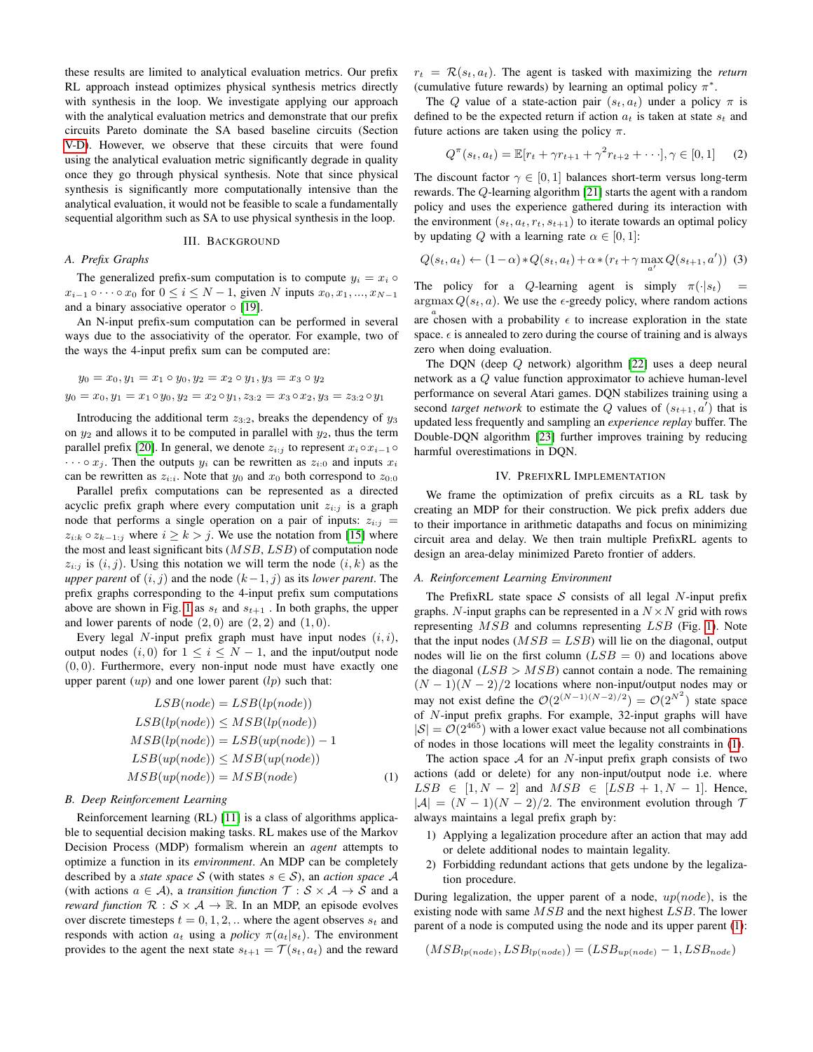these results are limited to analytical evaluation metrics. Our prefix RL approach instead optimizes physical synthesis metrics directly with synthesis in the loop. We investigate applying our approach with the analytical evaluation metrics and demonstrate that our prefix circuits Pareto dominate the SA based baseline circuits (Section V-D). However, we observe that these circuits that were found using the analytical evaluation metric significantly degrade in quality once they go through physical synthesis. Note that since physical synthesis is significantly more computationally intensive than the analytical evaluation, it would not be feasible to scale a fundamentally sequential algorithm such as SA to use physical synthesis in the loop.

## III. Background

### A. Prefix Graphs

The generalized prefix-sum computation is to compute $y_i = x_i \circ x_{i-1} \circ \cdots \circ x_0$ for $0 \leq i \leq N-1$, given $N$ inputs $x_0, x_1, ..., x_{N-1}$ and a binary associative operator $\circ$ [19].

An N-input prefix-sum computation can be performed in several ways due to the associativity of the operator. For example, two of the ways the 4-input prefix sum can be computed are:

$$y_0 = x_0, y_1 = x_1 \circ y_0, y_2 = x_2 \circ y_1, y_3 = x_3 \circ y_2$$

$$y_0 = x_0, y_1 = x_1 \circ y_0, y_2 = x_2 \circ y_1, z_{3:2} = x_3 \circ x_2, y_3 = z_{3:2} \circ y_1$$

Introducing the additional term $z_{3:2}$, breaks the dependency of $y_3$ on $y_2$ and allows it to be computed in parallel with $y_2$, thus the term parallel prefix [20]. In general, we denote $z_{i:j}$ to represent $x_i \circ x_{i-1} \circ \cdots \circ x_j$. Then the outputs $y_i$ can be rewritten as $z_{i:0}$ and inputs $x_i$ can be rewritten as $z_{i:i}$. Note that $y_0$ and $x_0$ both correspond to $z_{0:0}$

Parallel prefix computations can be represented as a directed acyclic prefix graph where every computation unit $z_{i:j}$ is a graph node that performs a single operation on a pair of inputs: $z_{i:j} = z_{i:k} \circ z_{k-1:j}$ where $i \geq k > j$. We use the notation from [15] where the most and least significant bits ($MSB$, $LSB$) of computation node $z_{i:j}$ is $(i, j)$. Using this notation we will term the node $(i, k)$ as the *upper parent* of $(i, j)$ and the node $(k-1, j)$ as its *lower parent*. The prefix graphs corresponding to the 4-input prefix sum computations above are shown in Fig. 1 as $s_t$ and $s_{t+1}$ . In both graphs, the upper and lower parents of node $(2, 0)$ are $(2, 2)$ and $(1, 0)$.

Every legal $N$-input prefix graph must have input nodes $(i, i)$, output nodes $(i, 0)$ for $1 \leq i \leq N-1$, and the input/output node $(0, 0)$. Furthermore, every non-input node must have exactly one upper parent ($up$) and one lower parent ($lp$) such that:

$$\begin{aligned}
LSB(node) &= LSB(lp(node)) \\
LSB(lp(node)) &\leq MSB(lp(node)) \\
MSB(lp(node)) &= LSB(up(node)) - 1 \\
LSB(up(node)) &\leq MSB(up(node)) \\
MSB(up(node)) &= MSB(node)
\end{aligned} \quad (1)$$

### B. Deep Reinforcement Learning

Reinforcement learning (RL) [11] is a class of algorithms applicable to sequential decision making tasks. RL makes use of the Markov Decision Process (MDP) formalism wherein an *agent* attempts to optimize a function in its *environment*. An MDP can be completely described by a *state space* $\mathcal{S}$ (with states $s \in \mathcal{S}$), an *action space* $\mathcal{A}$ (with actions $a \in \mathcal{A}$), a *transition function* $\mathcal{T} : \mathcal{S} \times \mathcal{A} \to \mathcal{S}$ and a *reward function* $\mathcal{R} : \mathcal{S} \times \mathcal{A} \to \mathbb{R}$. In an MDP, an episode evolves over discrete timesteps $t = 0, 1, 2, ..$ where the agent observes $s_t$ and responds with action $a_t$ using a *policy* $\pi(a_t|s_t)$. The environment provides to the agent the next state $s_{t+1} = \mathcal{T}(s_t, a_t)$ and the reward $r_t = \mathcal{R}(s_t, a_t)$. The agent is tasked with maximizing the *return* (cumulative future rewards) by learning an optimal policy $\pi^*$.

The $Q$ value of a state-action pair $(s_t, a_t)$ under a policy $\pi$ is defined to be the expected return if action $a_t$ is taken at state $s_t$ and future actions are taken using the policy $\pi$.

$$Q^{\pi}(s_t, a_t) = \mathbb{E}[r_t + \gamma r_{t+1} + \gamma^2 r_{t+2} + \cdots], \gamma \in [0, 1] \quad (2)$$

The discount factor $\gamma \in [0, 1]$ balances short-term versus long-term rewards. The $Q$-learning algorithm [21] starts the agent with a random policy and uses the experience gathered during its interaction with the environment $(s_t, a_t, r_t, s_{t+1})$ to iterate towards an optimal policy by updating $Q$ with a learning rate $\alpha \in [0, 1]$:

$$Q(s_t, a_t) \leftarrow (1-\alpha) * Q(s_t, a_t) + \alpha * (r_t + \gamma \max_{a'} Q(s_{t+1}, a')) \quad (3)$$

The policy for a $Q$-learning agent is simply $\pi(\cdot|s_t) = \operatorname{argmax}_a Q(s_t, a)$. We use the $\epsilon$-greedy policy, where random actions are chosen with a probability $\epsilon$ to increase exploration in the state space. $\epsilon$ is annealed to zero during the course of training and is always zero when doing evaluation.

The DQN (deep $Q$ network) algorithm [22] uses a deep neural network as a $Q$ value function approximator to achieve human-level performance on several Atari games. DQN stabilizes training using a second *target network* to estimate the $Q$ values of $(s_{t+1}, a')$ that is updated less frequently and sampling an *experience replay* buffer. The Double-DQN algorithm [23] further improves training by reducing harmful overestimations in DQN.

## IV. PrefixRL Implementation

We frame the optimization of prefix circuits as a RL task by creating an MDP for their construction. We pick prefix adders due to their importance in arithmetic datapaths and focus on minimizing circuit area and delay. We then train multiple PrefixRL agents to design an area-delay minimized Pareto frontier of adders.

### A. Reinforcement Learning Environment

The PrefixRL state space $\mathcal{S}$ consists of all legal $N$-input prefix graphs. $N$-input graphs can be represented in a $N \times N$ grid with rows representing $MSB$ and columns representing $LSB$ (Fig. 1). Note that the input nodes ($MSB = LSB$) will lie on the diagonal, output nodes will lie on the first column ($LSB = 0$) and locations above the diagonal ($LSB > MSB$) cannot contain a node. The remaining $(N-1)(N-2)/2$ locations where non-input/output nodes may or may not exist define the $\mathcal{O}(2^{(N-1)(N-2)/2}) = \mathcal{O}(2^{N^2})$ state space of $N$-input prefix graphs. For example, 32-input graphs will have $|\mathcal{S}| = \mathcal{O}(2^{465})$ with a lower exact value because not all combinations of nodes in those locations will meet the legality constraints in (1).

The action space $\mathcal{A}$ for an $N$-input prefix graph consists of two actions (add or delete) for any non-input/output node i.e. where $LSB \in [1, N-2]$ and $MSB \in [LSB+1, N-1]$. Hence, $|\mathcal{A}| = (N-1)(N-2)/2$. The environment evolution through $\mathcal{T}$ always maintains a legal prefix graph by:

1) Applying a legalization procedure after an action that may add or delete additional nodes to maintain legality.
2) Forbidding redundant actions that gets undone by the legalization procedure.

During legalization, the upper parent of a node, $up(node)$, is the existing node with same $MSB$ and the next highest $LSB$. The lower parent of a node is computed using the node and its upper parent (1):

$$(MSB_{lp(node)}, LSB_{lp(node)}) = (LSB_{up(node)} - 1, LSB_{node})$$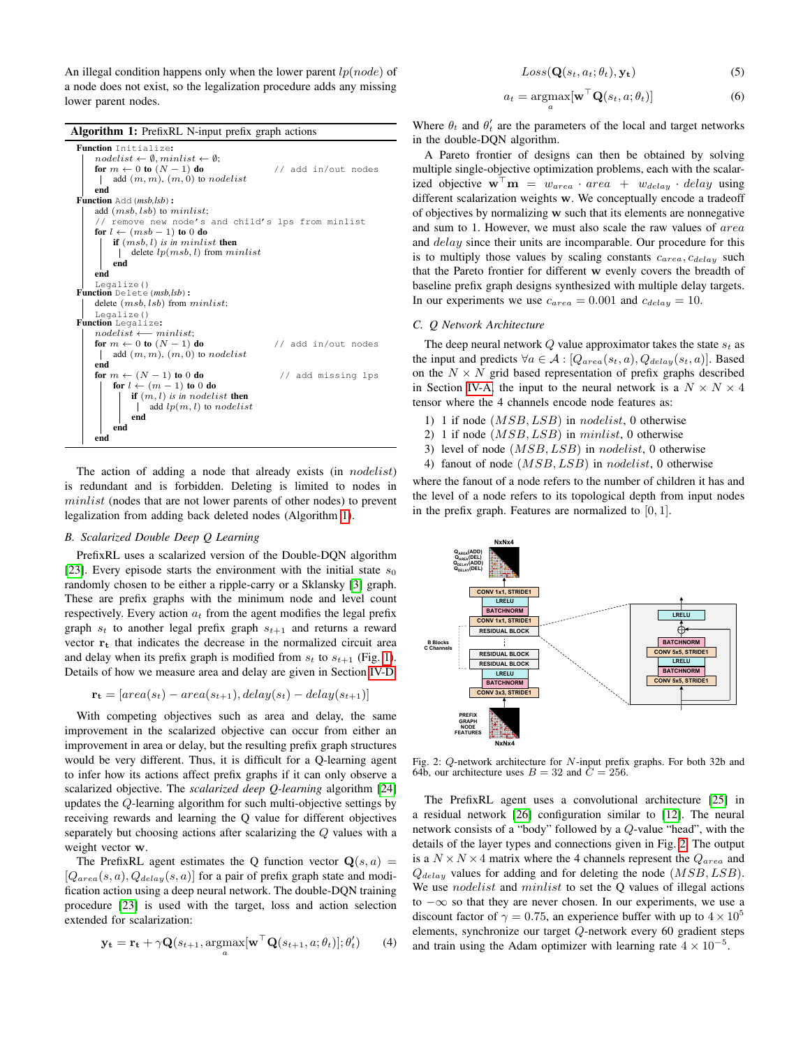An illegal condition happens only when the lower parent $lp(node)$ of a node does not exist, so the legalization procedure adds any missing lower parent nodes.

**Algorithm 1:** PrefixRL N-input prefix graph actions

```
Function Initialize:
    nodelist ← ∅, minlist ← ∅;
    for m ← 0 to (N − 1) do                    // add in/out nodes
        add (m, m), (m, 0) to nodelist
    end
Function Add(msb,lsb):
    add (msb, lsb) to minlist;
    // remove new node's and child's lps from minlist
    for l ← (msb − 1) to 0 do
        if (msb, l) is in minlist then
            delete lp(msb, l) from minlist
        end
    end
    Legalize()
Function Delete(msb,lsb):
    delete (msb, lsb) from minlist;
    Legalize()
Function Legalize:
    nodelist ←− minlist;
    for m ← 0 to (N − 1) do                    // add in/out nodes
        add (m, m), (m, 0) to nodelist
    end
    for m ← (N − 1) to 0 do                    // add missing lps
        for l ← (m − 1) to 0 do
            if (m, l) is in nodelist then
                add lp(m, l) to nodelist
            end
        end
    end
```

The action of adding a node that already exists (in $nodelist$) is redundant and is forbidden. Deleting is limited to nodes in $minlist$ (nodes that are not lower parents of other nodes) to prevent legalization from adding back deleted nodes (Algorithm 1).

### B. Scalarized Double Deep Q Learning

PrefixRL uses a scalarized version of the Double-DQN algorithm [23]. Every episode starts the environment with the initial state $s_0$ randomly chosen to be either a ripple-carry or a Sklansky [3] graph. These are prefix graphs with the minimum node and level count respectively. Every action $a_t$ from the agent modifies the legal prefix graph $s_t$ to another legal prefix graph $s_{t+1}$ and returns a reward vector $\mathbf{r_t}$ that indicates the decrease in the normalized circuit area and delay when its prefix graph is modified from $s_t$ to $s_{t+1}$ (Fig. 1). Details of how we measure area and delay are given in Section IV-D.

$$\mathbf{r_t} = [area(s_t) - area(s_{t+1}), delay(s_t) - delay(s_{t+1})]$$

With competing objectives such as area and delay, the same improvement in the scalarized objective can occur from either an improvement in area or delay, but the resulting prefix graph structures would be very different. Thus, it is difficult for a Q-learning agent to infer how its actions affect prefix graphs if it can only observe a scalarized objective. The *scalarized deep Q-learning* algorithm [24] updates the $Q$-learning algorithm for such multi-objective settings by receiving rewards and learning the Q value for different objectives separately but choosing actions after scalarizing the $Q$ values with a weight vector $\mathbf{w}$.

The PrefixRL agent estimates the Q function vector $\mathbf{Q}(s, a) = [Q_{area}(s, a), Q_{delay}(s, a)]$ for a pair of prefix graph state and modification action using a deep neural network. The double-DQN training procedure [23] is used with the target, loss and action selection extended for scalarization:

$$\mathbf{y_t} = \mathbf{r_t} + \gamma \mathbf{Q}(s_{t+1}, \underset{a}{\text{argmax}}[\mathbf{w}^\top \mathbf{Q}(s_{t+1}, a; \theta_t)]; \theta'_t) \quad (4)$$

$$Loss(\mathbf{Q}(s_t, a_t; \theta_t), \mathbf{y_t}) \quad (5)$$

$$a_t = \underset{a}{\text{argmax}}[\mathbf{w}^\top \mathbf{Q}(s_t, a; \theta_t)] \quad (6)$$

Where $\theta_t$ and $\theta'_t$ are the parameters of the local and target networks in the double-DQN algorithm.

A Pareto frontier of designs can then be obtained by solving multiple single-objective optimization problems, each with the scalarized objective $\mathbf{w}^\top \mathbf{m} = w_{area} \cdot area + w_{delay} \cdot delay$ using different scalarization weights $\mathbf{w}$. We conceptually encode a tradeoff of objectives by normalizing $\mathbf{w}$ such that its elements are nonnegative and sum to 1. However, we must also scale the raw values of $area$ and $delay$ since their units are incomparable. Our procedure for this is to multiply those values by scaling constants $c_{area}, c_{delay}$ such that the Pareto frontier for different $\mathbf{w}$ evenly covers the breadth of baseline prefix graph designs synthesized with multiple delay targets. In our experiments we use $c_{area} = 0.001$ and $c_{delay} = 10$.

### C. Q Network Architecture

The deep neural network $Q$ value approximator takes the state $s_t$ as the input and predicts $\forall a \in \mathcal{A} : [Q_{area}(s_t, a), Q_{delay}(s_t, a)]$. Based on the $N \times N$ grid based representation of prefix graphs described in Section IV-A, the input to the neural network is a $N \times N \times 4$ tensor where the 4 channels encode node features as:

1) 1 if node $(MSB, LSB)$ in $nodelist$, 0 otherwise
2) 1 if node $(MSB, LSB)$ in $minlist$, 0 otherwise
3) level of node $(MSB, LSB)$ in $nodelist$, 0 otherwise
4) fanout of node $(MSB, LSB)$ in $nodelist$, 0 otherwise

where the fanout of a node refers to the number of children it has and the level of a node refers to its topological depth from input nodes in the prefix graph. Features are normalized to $[0, 1]$.

Fig. 2: $Q$-network architecture for $N$-input prefix graphs. For both 32b and 64b, our architecture uses $B = 32$ and $C = 256$.

The PrefixRL agent uses a convolutional architecture [25] in a residual network [26] configuration similar to [12]. The neural network consists of a "body" followed by a $Q$-value "head", with the details of the layer types and connections given in Fig. 2. The output is a $N \times N \times 4$ matrix where the 4 channels represent the $Q_{area}$ and $Q_{delay}$ values for adding and for deleting the node $(MSB, LSB)$. We use $nodelist$ and $minlist$ to set the Q values of illegal actions to $-\infty$ so that they are never chosen. In our experiments, we use a discount factor of $\gamma = 0.75$, an experience buffer with up to $4 \times 10^5$ elements, synchronize our target $Q$-network every 60 gradient steps and train using the Adam optimizer with learning rate $4 \times 10^{-5}$.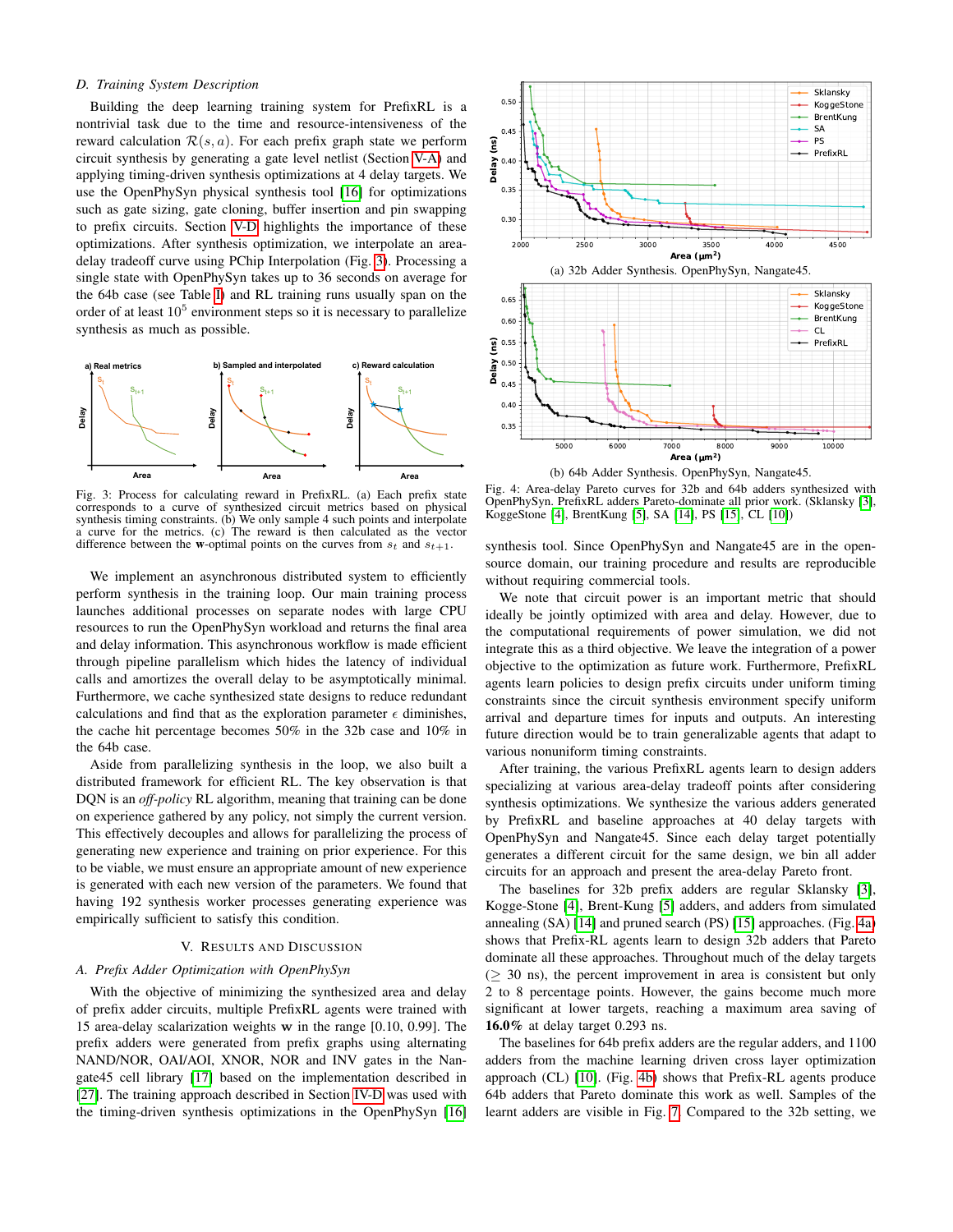### D. Training System Description

Building the deep learning training system for PrefixRL is a nontrivial task due to the time and resource-intensiveness of the reward calculation $\mathcal{R}(s, a)$. For each prefix graph state we perform circuit synthesis by generating a gate level netlist (Section V-A) and applying timing-driven synthesis optimizations at 4 delay targets. We use the OpenPhySyn physical synthesis tool [16] for optimizations such as gate sizing, gate cloning, buffer insertion and pin swapping to prefix circuits. Section V-D highlights the importance of these optimizations. After synthesis optimization, we interpolate an area-delay tradeoff curve using PChip Interpolation (Fig. 3). Processing a single state with OpenPhySyn takes up to 36 seconds on average for the 64b case (see Table I) and RL training runs usually span on the order of at least $10^5$ environment steps so it is necessary to parallelize synthesis as much as possible.

Fig. 3: Process for calculating reward in PrefixRL. (a) Each prefix state corresponds to a curve of synthesized circuit metrics based on physical synthesis timing constraints. (b) We only sample 4 such points and interpolate a curve for the metrics. (c) The reward is then calculated as the vector difference between the $\mathbf{w}$-optimal points on the curves from $s_t$ and $s_{t+1}$.

We implement an asynchronous distributed system to efficiently perform synthesis in the training loop. Our main training process launches additional processes on separate nodes with large CPU resources to run the OpenPhySyn workload and returns the final area and delay information. This asynchronous workflow is made efficient through pipeline parallelism which hides the latency of individual calls and amortizes the overall delay to be asymptotically minimal. Furthermore, we cache synthesized state designs to reduce redundant calculations and find that as the exploration parameter $\epsilon$ diminishes, the cache hit percentage becomes 50% in the 32b case and 10% in the 64b case.

Aside from parallelizing synthesis in the loop, we also built a distributed framework for efficient RL. The key observation is that DQN is an *off-policy* RL algorithm, meaning that training can be done on experience gathered by any policy, not simply the current version. This effectively decouples and allows for parallelizing the process of generating new experience and training on prior experience. For this to be viable, we must ensure an appropriate amount of new experience is generated with each new version of the parameters. We found that having 192 synthesis worker processes generating experience was empirically sufficient to satisfy this condition.

## V. Results and Discussion

### A. Prefix Adder Optimization with OpenPhySyn

With the objective of minimizing the synthesized area and delay of prefix adder circuits, multiple PrefixRL agents were trained with 15 area-delay scalarization weights $\mathbf{w}$ in the range [0.10, 0.99]. The prefix adders were generated from prefix graphs using alternating NAND/NOR, OAI/AOI, XNOR, NOR and INV gates in the Nangate45 cell library [17] based on the implementation described in [27]. The training approach described in Section IV-D was used with the timing-driven synthesis optimizations in the OpenPhySyn [16] synthesis tool. Since OpenPhySyn and Nangate45 are in the open-source domain, our training procedure and results are reproducible without requiring commercial tools.

(a) 32b Adder Synthesis. OpenPhySyn, Nangate45.

(b) 64b Adder Synthesis. OpenPhySyn, Nangate45.

Fig. 4: Area-delay Pareto curves for 32b and 64b adders synthesized with OpenPhySyn. PrefixRL adders Pareto-dominate all prior work. (Sklansky [3], KoggeStone [4], BrentKung [5], SA [14], PS [15], CL [10])

We note that circuit power is an important metric that should ideally be jointly optimized with area and delay. However, due to the computational requirements of power simulation, we did not integrate this as a third objective. We leave the integration of a power objective to the optimization as future work. Furthermore, PrefixRL agents learn policies to design prefix circuits under uniform timing constraints since the circuit synthesis environment specify uniform arrival and departure times for inputs and outputs. An interesting future direction would be to train generalizable agents that adapt to various nonuniform timing constraints.

After training, the various PrefixRL agents learn to design adders specializing at various area-delay tradeoff points after considering synthesis optimizations. We synthesize the various adders generated by PrefixRL and baseline approaches at 40 delay targets with OpenPhySyn and Nangate45. Since each delay target potentially generates a different circuit for the same design, we bin all adder circuits for an approach and present the area-delay Pareto front.

The baselines for 32b prefix adders are regular Sklansky [3], Kogge-Stone [4], Brent-Kung [5], and adders from simulated annealing (SA) [14] and pruned search (PS) [15] approaches. (Fig. 4a) shows that Prefix-RL agents learn to design 32b adders that Pareto dominate all these approaches. Throughout much of the delay targets ($\geq$ 30 ns), the percent improvement in area is consistent but only 2 to 8 percentage points. However, the gains become much more significant at lower targets, reaching a maximum area saving of **16.0%** at delay target 0.293 ns.

The baselines for 64b prefix adders are the regular adders, and 1100 adders from the machine learning driven cross layer optimization approach (CL) [10]. (Fig. 4b) shows that Prefix-RL agents produce 64b adders that Pareto dominate this work as well. Samples of the learnt adders are visible in Fig. 7. Compared to the 32b setting, we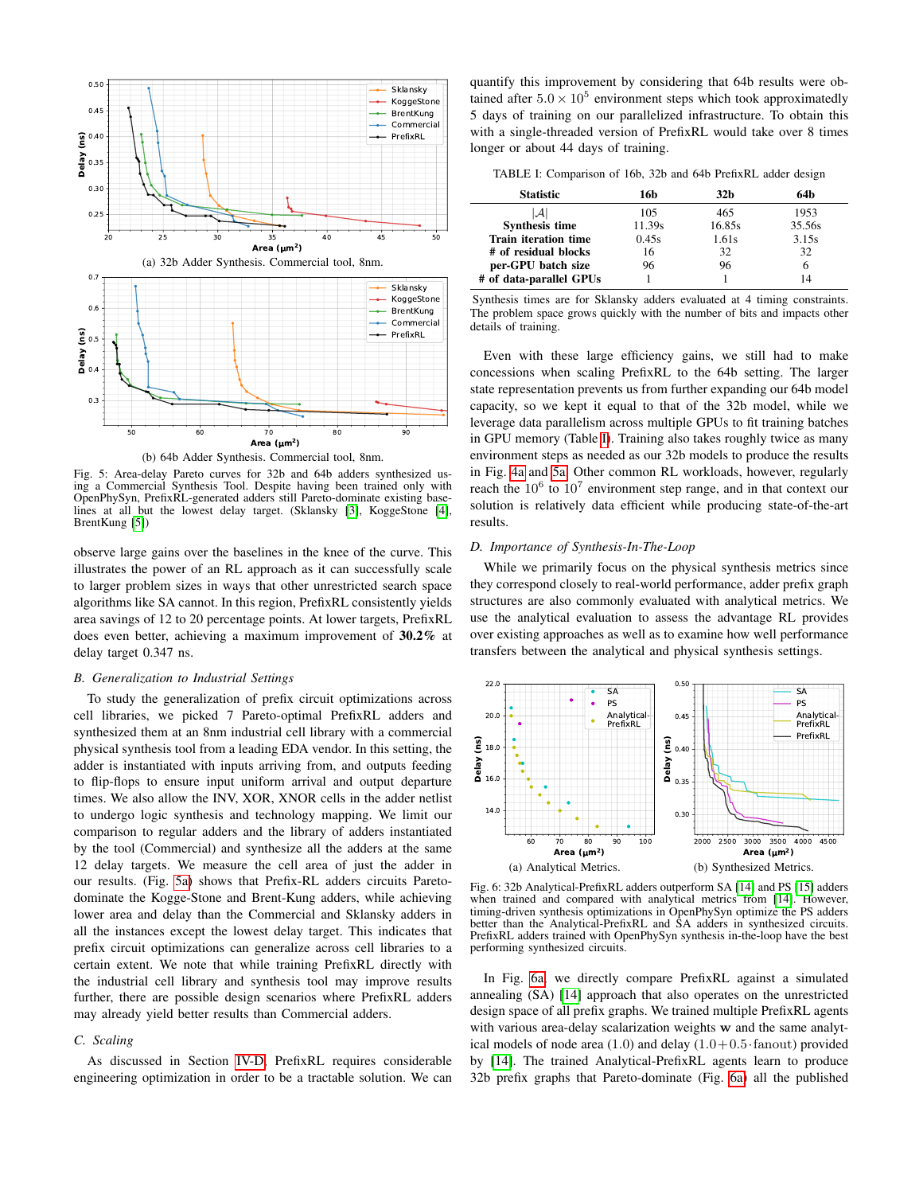(a) 32b Adder Synthesis. Commercial tool, 8nm.

(b) 64b Adder Synthesis. Commercial tool, 8nm.

Fig. 5: Area-delay Pareto curves for 32b and 64b adders synthesized using a Commercial Synthesis Tool. Despite having been trained only with OpenPhySyn, PrefixRL-generated adders still Pareto-dominate existing baselines at all but the lowest delay target. (Sklansky [3], KoggeStone [4], BrentKung [5])

observe large gains over the baselines in the knee of the curve. This illustrates the power of an RL approach as it can successfully scale to larger problem sizes in ways that other unrestricted search space algorithms like SA cannot. In this region, PrefixRL consistently yields area savings of 12 to 20 percentage points. At lower targets, PrefixRL does even better, achieving a maximum improvement of **30.2%** at delay target 0.347 ns.

### B. Generalization to Industrial Settings

To study the generalization of prefix circuit optimizations across cell libraries, we picked 7 Pareto-optimal PrefixRL adders and synthesized them at an 8nm industrial cell library with a commercial physical synthesis tool from a leading EDA vendor. In this setting, the adder is instantiated with inputs arriving from, and outputs feeding to flip-flops to ensure uniform arrival and output departure times. We also allow the INV, XOR, XNOR cells in the adder netlist to undergo logic synthesis and technology mapping. We limit our comparison to regular adders and the library of adders instantiated by the tool (Commercial) and synthesize all the adders at the same 12 delay targets. We measure the cell area of just the adder in our results. (Fig. 5a) shows that Prefix-RL adders circuits Pareto-dominate the Kogge-Stone and Brent-Kung adders, while achieving lower area and delay than the Commercial and Sklansky adders in all the instances except the lowest delay target. This indicates that prefix circuit optimizations can generalize across cell libraries to a certain extent. We note that while training PrefixRL directly with the industrial cell library and synthesis tool may improve results further, there are possible design scenarios where PrefixRL adders may already yield better results than Commercial adders.

### C. Scaling

As discussed in Section IV-D, PrefixRL requires considerable engineering optimization in order to be a tractable solution. We can quantify this improvement by considering that 64b results were obtained after $5.0 \times 10^5$ environment steps which took approximately 5 days of training on our parallelized infrastructure. To obtain this with a single-threaded version of PrefixRL would take over 8 times longer or about 44 days of training.

TABLE I: Comparison of 16b, 32b and 64b PrefixRL adder design

| Statistic | 16b | 32b | 64b |
|---|---|---|---|
| $\lvert\mathcal{A}\rvert$ | 105 | 465 | 1953 |
| Synthesis time | 11.39s | 16.85s | 35.56s |
| Train iteration time | 0.45s | 1.61s | 3.15s |
| # of residual blocks | 16 | 32 | 32 |
| per-GPU batch size | 96 | 96 | 6 |
| # of data-parallel GPUs | 1 | 1 | 14 |

Synthesis times are for Sklansky adders evaluated at 4 timing constraints. The problem space grows quickly with the number of bits and impacts other details of training.

Even with these large efficiency gains, we still had to make concessions when scaling PrefixRL to the 64b setting. The larger state representation prevents us from further expanding our 64b model capacity, so we kept it equal to that of the 32b model, while we leverage data parallelism across multiple GPUs to fit training batches in GPU memory (Table I). Training also takes roughly twice as many environment steps as needed as our 32b models to produce the results in Fig. 4a and 5a. Other common RL workloads, however, regularly reach the $10^6$ to $10^7$ environment step range, and in that context our solution is relatively data efficient while producing state-of-the-art results.

### D. Importance of Synthesis-In-The-Loop

While we primarily focus on the physical synthesis metrics since they correspond closely to real-world performance, adder prefix graph structures are also commonly evaluated with analytical metrics. We use the analytical evaluation to assess the advantage RL provides over existing approaches as well as to examine how well performance transfers between the analytical and physical synthesis settings.

(a) Analytical Metrics.

(b) Synthesized Metrics.

Fig. 6: 32b Analytical-PrefixRL adders outperform SA [14] and PS [15] adders when trained and compared with analytical metrics from [14]. However, timing-driven synthesis optimizations in OpenPhySyn optimize the PS adders better than the Analytical-PrefixRL and SA adders in synthesized circuits. PrefixRL adders trained with OpenPhySyn synthesis in-the-loop have the best performing synthesized circuits.

In Fig. 6a, we directly compare PrefixRL against a simulated annealing (SA) [14] approach that also operates on the unrestricted design space of all prefix graphs. We trained multiple PrefixRL agents with various area-delay scalarization weights $\mathbf{w}$ and the same analytical models of node area $(1.0)$ and delay $(1.0 + 0.5 \cdot \text{fanout})$ provided by [14]. The trained Analytical-PrefixRL agents learn to produce 32b prefix graphs that Pareto-dominate (Fig. 6a) all the published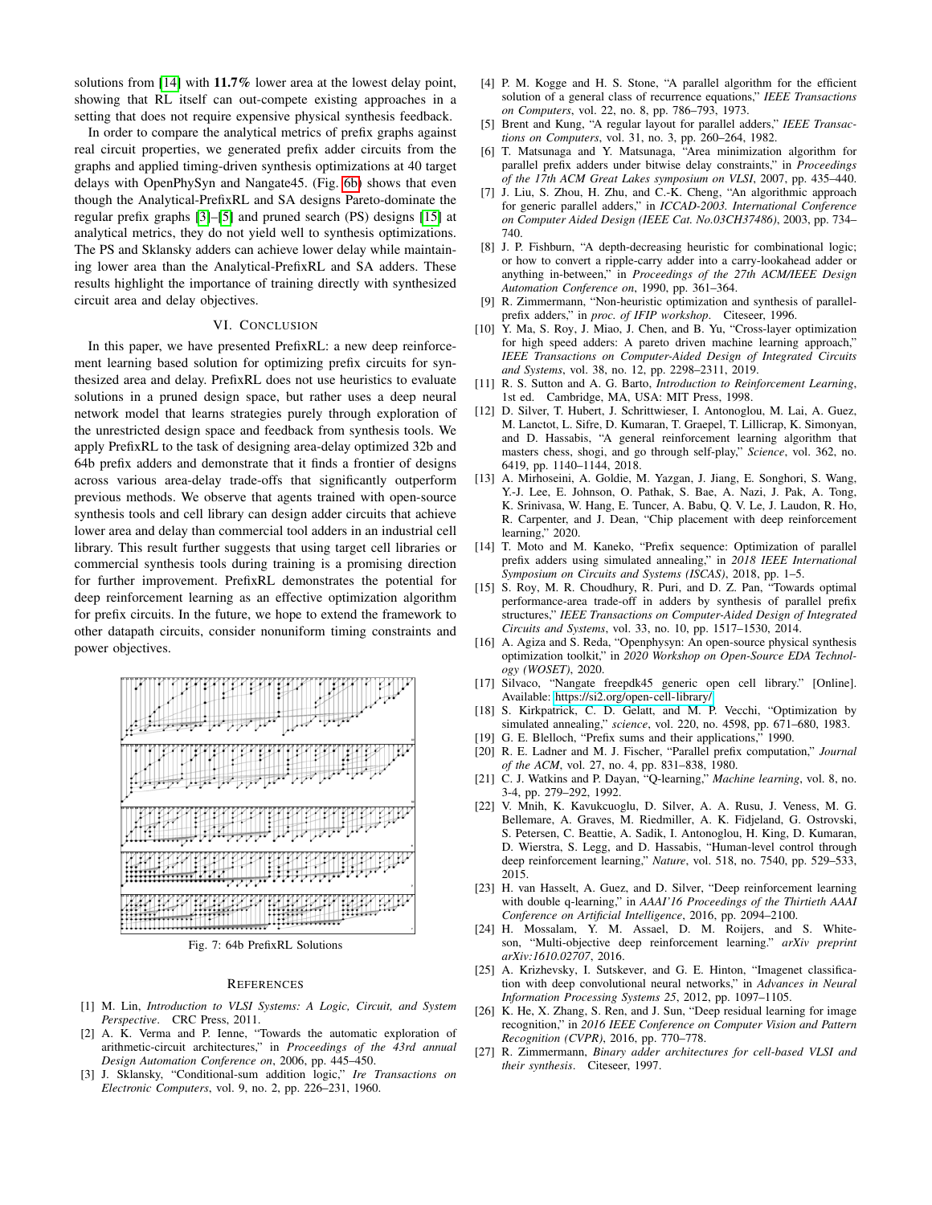solutions from [14] with **11.7%** lower area at the lowest delay point, showing that RL itself can out-compete existing approaches in a setting that does not require expensive physical synthesis feedback.

In order to compare the analytical metrics of prefix graphs against real circuit properties, we generated prefix adder circuits from the graphs and applied timing-driven synthesis optimizations at 40 target delays with OpenPhySyn and Nangate45. (Fig. 6b) shows that even though the Analytical-PrefixRL and SA designs Pareto-dominate the regular prefix graphs [3]–[5] and pruned search (PS) designs [15] at analytical metrics, they do not yield well to synthesis optimizations. The PS and Sklansky adders can achieve lower delay while maintaining lower area than the Analytical-PrefixRL and SA adders. These results highlight the importance of training directly with synthesized circuit area and delay objectives.

## VI. Conclusion

In this paper, we have presented PrefixRL: a new deep reinforcement learning based solution for optimizing prefix circuits for synthesized area and delay. PrefixRL does not use heuristics to evaluate solutions in a pruned design space, but rather uses a deep neural network model that learns strategies purely through exploration of the unrestricted design space and feedback from synthesis tools. We apply PrefixRL to the task of designing area-delay optimized 32b and 64b prefix adders and demonstrate that it finds a frontier of designs across various area-delay trade-offs that significantly outperform previous methods. We observe that agents trained with open-source synthesis tools and cell library can design adder circuits that achieve lower area and delay than commercial tool adders in an industrial cell library. This result further suggests that using target cell libraries or commercial synthesis tools during training is a promising direction for further improvement. PrefixRL demonstrates the potential for deep reinforcement learning as an effective optimization algorithm for prefix circuits. In the future, we hope to extend the framework to other datapath circuits, consider nonuniform timing constraints and power objectives.

Fig. 7: 64b PrefixRL Solutions

## References

[1] M. Lin, *Introduction to VLSI Systems: A Logic, Circuit, and System Perspective*. CRC Press, 2011.

[2] A. K. Verma and P. Ienne, "Towards the automatic exploration of arithmetic-circuit architectures," in *Proceedings of the 43rd annual Design Automation Conference on*, 2006, pp. 445–450.

[3] J. Sklansky, "Conditional-sum addition logic," *Ire Transactions on Electronic Computers*, vol. 9, no. 2, pp. 226–231, 1960.

[4] P. M. Kogge and H. S. Stone, "A parallel algorithm for the efficient solution of a general class of recurrence equations," *IEEE Transactions on Computers*, vol. 22, no. 8, pp. 786–793, 1973.

[5] Brent and Kung, "A regular layout for parallel adders," *IEEE Transactions on Computers*, vol. 31, no. 3, pp. 260–264, 1982.

[6] T. Matsunaga and Y. Matsunaga, "Area minimization algorithm for parallel prefix adders under bitwise delay constraints," in *Proceedings of the 17th ACM Great Lakes symposium on VLSI*, 2007, pp. 435–440.

[7] J. Liu, S. Zhou, H. Zhu, and C.-K. Cheng, "An algorithmic approach for generic parallel adders," in *ICCAD-2003. International Conference on Computer Aided Design (IEEE Cat. No.03CH37486)*, 2003, pp. 734–740.

[8] J. P. Fishburn, "A depth-decreasing heuristic for combinational logic; or how to convert a ripple-carry adder into a carry-lookahead adder or anything in-between," in *Proceedings of the 27th ACM/IEEE Design Automation Conference on*, 1990, pp. 361–364.

[9] R. Zimmermann, "Non-heuristic optimization and synthesis of parallel-prefix adders," in *proc. of IFIP workshop*. Citeseer, 1996.

[10] Y. Ma, S. Roy, J. Miao, J. Chen, and B. Yu, "Cross-layer optimization for high speed adders: A pareto driven machine learning approach," *IEEE Transactions on Computer-Aided Design of Integrated Circuits and Systems*, vol. 38, no. 12, pp. 2298–2311, 2019.

[11] R. S. Sutton and A. G. Barto, *Introduction to Reinforcement Learning*, 1st ed. Cambridge, MA, USA: MIT Press, 1998.

[12] D. Silver, T. Hubert, J. Schrittwieser, I. Antonoglou, M. Lai, A. Guez, M. Lanctot, L. Sifre, D. Kumaran, T. Graepel, T. Lillicrap, K. Simonyan, and D. Hassabis, "A general reinforcement learning algorithm that masters chess, shogi, and go through self-play," *Science*, vol. 362, no. 6419, pp. 1140–1144, 2018.

[13] A. Mirhoseini, A. Goldie, M. Yazgan, J. Jiang, E. Songhori, S. Wang, Y.-J. Lee, E. Johnson, O. Pathak, S. Bae, A. Nazi, J. Pak, A. Tong, K. Srinivasa, W. Hang, E. Tuncer, A. Babu, Q. V. Le, J. Laudon, R. Ho, R. Carpenter, and J. Dean, "Chip placement with deep reinforcement learning," 2020.

[14] T. Moto and M. Kaneko, "Prefix sequence: Optimization of parallel prefix adders using simulated annealing," in *2018 IEEE International Symposium on Circuits and Systems (ISCAS)*, 2018, pp. 1–5.

[15] S. Roy, M. R. Choudhury, R. Puri, and D. Z. Pan, "Towards optimal performance-area trade-off in adders by synthesis of parallel prefix structures," *IEEE Transactions on Computer-Aided Design of Integrated Circuits and Systems*, vol. 33, no. 10, pp. 1517–1530, 2014.

[16] A. Agiza and S. Reda, "Openphysyn: An open-source physical synthesis optimization toolkit," in *2020 Workshop on Open-Source EDA Technology (WOSET)*, 2020.

[17] Silvaco, "Nangate freepdk45 generic open cell library." [Online]. Available: https://si2.org/open-cell-library/

[18] S. Kirkpatrick, C. D. Gelatt, and M. P. Vecchi, "Optimization by simulated annealing," *science*, vol. 220, no. 4598, pp. 671–680, 1983.

[19] G. E. Blelloch, "Prefix sums and their applications," 1990.

[20] R. E. Ladner and M. J. Fischer, "Parallel prefix computation," *Journal of the ACM*, vol. 27, no. 4, pp. 831–838, 1980.

[21] C. J. Watkins and P. Dayan, "Q-learning," *Machine learning*, vol. 8, no. 3-4, pp. 279–292, 1992.

[22] V. Mnih, K. Kavukcuoglu, D. Silver, A. A. Rusu, J. Veness, M. G. Bellemare, A. Graves, M. Riedmiller, A. K. Fidjeland, G. Ostrovski, S. Petersen, C. Beattie, A. Sadik, I. Antonoglou, H. King, D. Kumaran, D. Wierstra, S. Legg, and D. Hassabis, "Human-level control through deep reinforcement learning," *Nature*, vol. 518, no. 7540, pp. 529–533, 2015.

[23] H. van Hasselt, A. Guez, and D. Silver, "Deep reinforcement learning with double q-learning," in *AAAI'16 Proceedings of the Thirtieth AAAI Conference on Artificial Intelligence*, 2016, pp. 2094–2100.

[24] H. Mossalam, Y. M. Assael, D. M. Roijers, and S. Whiteson, "Multi-objective deep reinforcement learning." *arXiv preprint arXiv:1610.02707*, 2016.

[25] A. Krizhevsky, I. Sutskever, and G. E. Hinton, "Imagenet classification with deep convolutional neural networks," in *Advances in Neural Information Processing Systems 25*, 2012, pp. 1097–1105.

[26] K. He, X. Zhang, S. Ren, and J. Sun, "Deep residual learning for image recognition," in *2016 IEEE Conference on Computer Vision and Pattern Recognition (CVPR)*, 2016, pp. 770–778.

[27] R. Zimmermann, *Binary adder architectures for cell-based VLSI and their synthesis*. Citeseer, 1997.